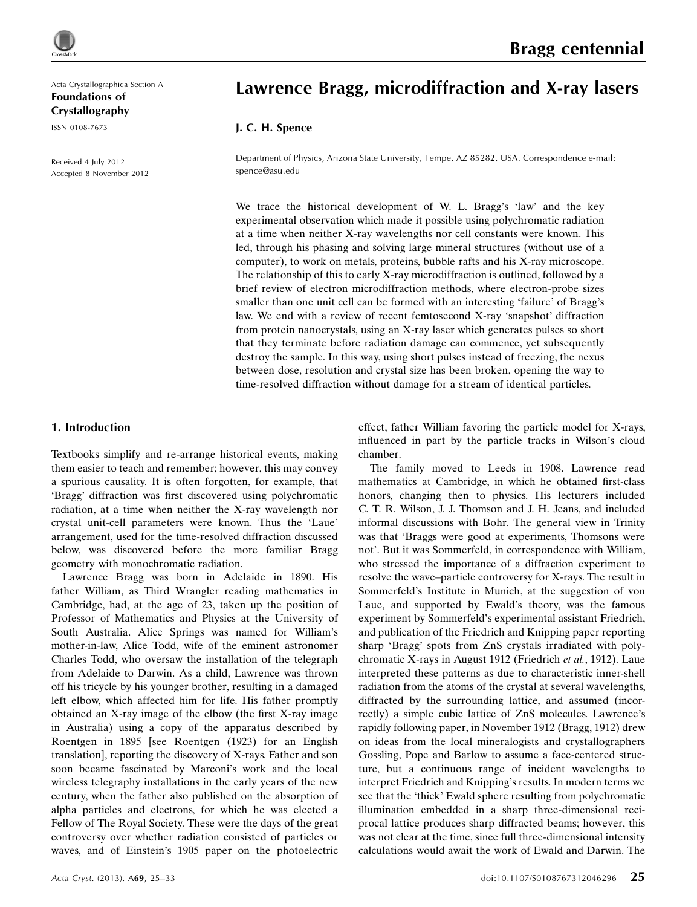Acta Crystallographica Section A
**Foundations of Crystallography**

ISSN 0108-7673

Received 4 July 2012
Accepted 8 November 2012

# Lawrence Bragg, microdiffraction and X-ray lasers

**J. C. H. Spence**

Department of Physics, Arizona State University, Tempe, AZ 85282, USA. Correspondence e-mail: spence@asu.edu

We trace the historical development of W. L. Bragg's 'law' and the key experimental observation which made it possible using polychromatic radiation at a time when neither X-ray wavelengths nor cell constants were known. This led, through his phasing and solving large mineral structures (without use of a computer), to work on metals, proteins, bubble rafts and his X-ray microscope. The relationship of this to early X-ray microdiffraction is outlined, followed by a brief review of electron microdiffraction methods, where electron-probe sizes smaller than one unit cell can be formed with an interesting 'failure' of Bragg's law. We end with a review of recent femtosecond X-ray 'snapshot' diffraction from protein nanocrystals, using an X-ray laser which generates pulses so short that they terminate before radiation damage can commence, yet subsequently destroy the sample. In this way, using short pulses instead of freezing, the nexus between dose, resolution and crystal size has been broken, opening the way to time-resolved diffraction without damage for a stream of identical particles.

## 1. Introduction

Textbooks simplify and re-arrange historical events, making them easier to teach and remember; however, this may convey a spurious causality. It is often forgotten, for example, that 'Bragg' diffraction was first discovered using polychromatic radiation, at a time when neither the X-ray wavelength nor crystal unit-cell parameters were known. Thus the 'Laue' arrangement, used for the time-resolved diffraction discussed below, was discovered before the more familiar Bragg geometry with monochromatic radiation.

Lawrence Bragg was born in Adelaide in 1890. His father William, as Third Wrangler reading mathematics in Cambridge, had, at the age of 23, taken up the position of Professor of Mathematics and Physics at the University of South Australia. Alice Springs was named for William's mother-in-law, Alice Todd, wife of the eminent astronomer Charles Todd, who oversaw the installation of the telegraph from Adelaide to Darwin. As a child, Lawrence was thrown off his tricycle by his younger brother, resulting in a damaged left elbow, which affected him for life. His father promptly obtained an X-ray image of the elbow (the first X-ray image in Australia) using a copy of the apparatus described by Roentgen in 1895 [see Roentgen (1923) for an English translation], reporting the discovery of X-rays. Father and son soon became fascinated by Marconi's work and the local wireless telegraphy installations in the early years of the new century, when the father also published on the absorption of alpha particles and electrons, for which he was elected a Fellow of The Royal Society. These were the days of the great controversy over whether radiation consisted of particles or waves, and of Einstein's 1905 paper on the photoelectric effect, father William favoring the particle model for X-rays, influenced in part by the particle tracks in Wilson's cloud chamber.

The family moved to Leeds in 1908. Lawrence read mathematics at Cambridge, in which he obtained first-class honors, changing then to physics. His lecturers included C. T. R. Wilson, J. J. Thomson and J. H. Jeans, and included informal discussions with Bohr. The general view in Trinity was that 'Braggs were good at experiments, Thomsons were not'. But it was Sommerfeld, in correspondence with William, who stressed the importance of a diffraction experiment to resolve the wave–particle controversy for X-rays. The result in Sommerfeld's Institute in Munich, at the suggestion of von Laue, and supported by Ewald's theory, was the famous experiment by Sommerfeld's experimental assistant Friedrich, and publication of the Friedrich and Knipping paper reporting sharp 'Bragg' spots from ZnS crystals irradiated with polychromatic X-rays in August 1912 (Friedrich *et al.*, 1912). Laue interpreted these patterns as due to characteristic inner-shell radiation from the atoms of the crystal at several wavelengths, diffracted by the surrounding lattice, and assumed (incorrectly) a simple cubic lattice of ZnS molecules. Lawrence's rapidly following paper, in November 1912 (Bragg, 1912) drew on ideas from the local mineralogists and crystallographers Gossling, Pope and Barlow to assume a face-centered structure, but a continuous range of incident wavelengths to interpret Friedrich and Knipping's results. In modern terms we see that the 'thick' Ewald sphere resulting from polychromatic illumination embedded in a sharp three-dimensional reciprocal lattice produces sharp diffracted beams; however, this was not clear at the time, since full three-dimensional intensity calculations would await the work of Ewald and Darwin. The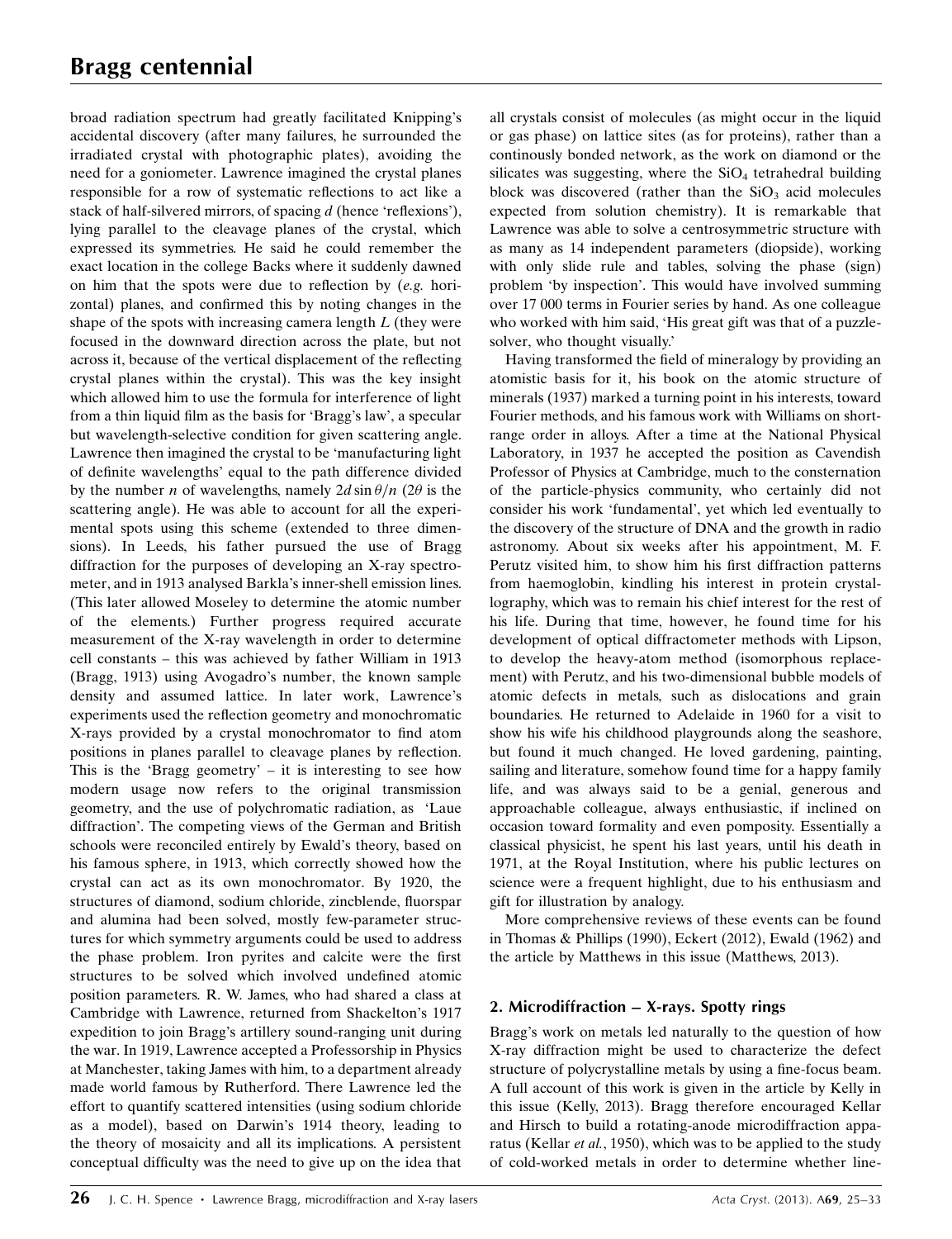broad radiation spectrum had greatly facilitated Knipping's accidental discovery (after many failures, he surrounded the irradiated crystal with photographic plates), avoiding the need for a goniometer. Lawrence imagined the crystal planes responsible for a row of systematic reflections to act like a stack of half-silvered mirrors, of spacing $d$ (hence 'reflexions'), lying parallel to the cleavage planes of the crystal, which expressed its symmetries. He said he could remember the exact location in the college Backs where it suddenly dawned on him that the spots were due to reflection by (*e.g.* horizontal) planes, and confirmed this by noting changes in the shape of the spots with increasing camera length $L$ (they were focused in the downward direction across the plate, but not across it, because of the vertical displacement of the reflecting crystal planes within the crystal). This was the key insight which allowed him to use the formula for interference of light from a thin liquid film as the basis for 'Bragg's law', a specular but wavelength-selective condition for given scattering angle. Lawrence then imagined the crystal to be 'manufacturing light of definite wavelengths' equal to the path difference divided by the number $n$ of wavelengths, namely $2d\sin\theta/n$ ($2\theta$ is the scattering angle). He was able to account for all the experimental spots using this scheme (extended to three dimensions). In Leeds, his father pursued the use of Bragg diffraction for the purposes of developing an X-ray spectrometer, and in 1913 analysed Barkla's inner-shell emission lines. (This later allowed Moseley to determine the atomic number of the elements.) Further progress required accurate measurement of the X-ray wavelength in order to determine cell constants – this was achieved by father William in 1913 (Bragg, 1913) using Avogadro's number, the known sample density and assumed lattice. In later work, Lawrence's experiments used the reflection geometry and monochromatic X-rays provided by a crystal monochromator to find atom positions in planes parallel to cleavage planes by reflection. This is the 'Bragg geometry' – it is interesting to see how modern usage now refers to the original transmission geometry, and the use of polychromatic radiation, as 'Laue diffraction'. The competing views of the German and British schools were reconciled entirely by Ewald's theory, based on his famous sphere, in 1913, which correctly showed how the crystal can act as its own monochromator. By 1920, the structures of diamond, sodium chloride, zincblende, fluorspar and alumina had been solved, mostly few-parameter structures for which symmetry arguments could be used to address the phase problem. Iron pyrites and calcite were the first structures to be solved which involved undefined atomic position parameters. R. W. James, who had shared a class at Cambridge with Lawrence, returned from Shackelton's 1917 expedition to join Bragg's artillery sound-ranging unit during the war. In 1919, Lawrence accepted a Professorship in Physics at Manchester, taking James with him, to a department already made world famous by Rutherford. There Lawrence led the effort to quantify scattered intensities (using sodium chloride as a model), based on Darwin's 1914 theory, leading to the theory of mosaicity and all its implications. A persistent conceptual difficulty was the need to give up on the idea that all crystals consist of molecules (as might occur in the liquid or gas phase) on lattice sites (as for proteins), rather than a continously bonded network, as the work on diamond or the silicates was suggesting, where the $SiO_4$ tetrahedral building block was discovered (rather than the $SiO_3$ acid molecules expected from solution chemistry). It is remarkable that Lawrence was able to solve a centrosymmetric structure with as many as 14 independent parameters (diopside), working with only slide rule and tables, solving the phase (sign) problem 'by inspection'. This would have involved summing over 17 000 terms in Fourier series by hand. As one colleague who worked with him said, 'His great gift was that of a puzzle-solver, who thought visually.'

Having transformed the field of mineralogy by providing an atomistic basis for it, his book on the atomic structure of minerals (1937) marked a turning point in his interests, toward Fourier methods, and his famous work with Williams on short-range order in alloys. After a time at the National Physical Laboratory, in 1937 he accepted the position as Cavendish Professor of Physics at Cambridge, much to the consternation of the particle-physics community, who certainly did not consider his work 'fundamental', yet which led eventually to the discovery of the structure of DNA and the growth in radio astronomy. About six weeks after his appointment, M. F. Perutz visited him, to show him his first diffraction patterns from haemoglobin, kindling his interest in protein crystallography, which was to remain his chief interest for the rest of his life. During that time, however, he found time for his development of optical diffractometer methods with Lipson, to develop the heavy-atom method (isomorphous replacement) with Perutz, and his two-dimensional bubble models of atomic defects in metals, such as dislocations and grain boundaries. He returned to Adelaide in 1960 for a visit to show his wife his childhood playgrounds along the seashore, but found it much changed. He loved gardening, painting, sailing and literature, somehow found time for a happy family life, and was always said to be a genial, generous and approachable colleague, always enthusiastic, if inclined on occasion toward formality and even pomposity. Essentially a classical physicist, he spent his last years, until his death in 1971, at the Royal Institution, where his public lectures on science were a frequent highlight, due to his enthusiasm and gift for illustration by analogy.

More comprehensive reviews of these events can be found in Thomas & Phillips (1990), Eckert (2012), Ewald (1962) and the article by Matthews in this issue (Matthews, 2013).

## 2. Microdiffraction – X-rays. Spotty rings

Bragg's work on metals led naturally to the question of how X-ray diffraction might be used to characterize the defect structure of polycrystalline metals by using a fine-focus beam. A full account of this work is given in the article by Kelly in this issue (Kelly, 2013). Bragg therefore encouraged Kellar and Hirsch to build a rotating-anode microdiffraction apparatus (Kellar *et al.*, 1950), which was to be applied to the study of cold-worked metals in order to determine whether line-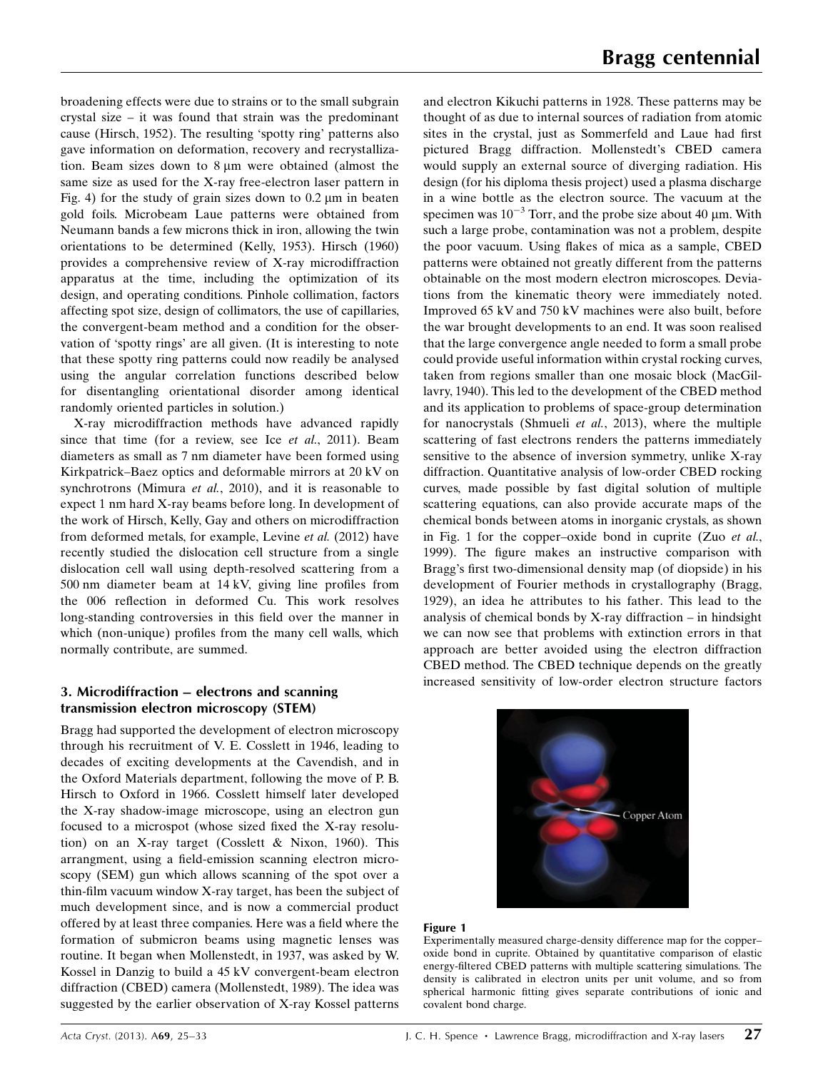broadening effects were due to strains or to the small subgrain crystal size – it was found that strain was the predominant cause (Hirsch, 1952). The resulting 'spotty ring' patterns also gave information on deformation, recovery and recrystallization. Beam sizes down to 8 µm were obtained (almost the same size as used for the X-ray free-electron laser pattern in Fig. 4) for the study of grain sizes down to 0.2 µm in beaten gold foils. Microbeam Laue patterns were obtained from Neumann bands a few microns thick in iron, allowing the twin orientations to be determined (Kelly, 1953). Hirsch (1960) provides a comprehensive review of X-ray microdiffraction apparatus at the time, including the optimization of its design, and operating conditions. Pinhole collimation, factors affecting spot size, design of collimators, the use of capillaries, the convergent-beam method and a condition for the observation of 'spotty rings' are all given. (It is interesting to note that these spotty ring patterns could now readily be analysed using the angular correlation functions described below for disentangling orientational disorder among identical randomly oriented particles in solution.)

X-ray microdiffraction methods have advanced rapidly since that time (for a review, see Ice *et al.*, 2011). Beam diameters as small as 7 nm diameter have been formed using Kirkpatrick–Baez optics and deformable mirrors at 20 kV on synchrotrons (Mimura *et al.*, 2010), and it is reasonable to expect 1 nm hard X-ray beams before long. In development of the work of Hirsch, Kelly, Gay and others on microdiffraction from deformed metals, for example, Levine *et al.* (2012) have recently studied the dislocation cell structure from a single dislocation cell wall using depth-resolved scattering from a 500 nm diameter beam at 14 kV, giving line profiles from the 006 reflection in deformed Cu. This work resolves long-standing controversies in this field over the manner in which (non-unique) profiles from the many cell walls, which normally contribute, are summed.

## 3. Microdiffraction – electrons and scanning transmission electron microscopy (STEM)

Bragg had supported the development of electron microscopy through his recruitment of V. E. Cosslett in 1946, leading to decades of exciting developments at the Cavendish, and in the Oxford Materials department, following the move of P. B. Hirsch to Oxford in 1966. Cosslett himself later developed the X-ray shadow-image microscope, using an electron gun focused to a microspot (whose sized fixed the X-ray resolution) on an X-ray target (Cosslett & Nixon, 1960). This arrangment, using a field-emission scanning electron microscopy (SEM) gun which allows scanning of the spot over a thin-film vacuum window X-ray target, has been the subject of much development since, and is now a commercial product offered by at least three companies. Here was a field where the formation of submicron beams using magnetic lenses was routine. It began when Mollenstedt, in 1937, was asked by W. Kossel in Danzig to build a 45 kV convergent-beam electron diffraction (CBED) camera (Mollenstedt, 1989). The idea was suggested by the earlier observation of X-ray Kossel patterns and electron Kikuchi patterns in 1928. These patterns may be thought of as due to internal sources of radiation from atomic sites in the crystal, just as Sommerfeld and Laue had first pictured Bragg diffraction. Mollenstedt's CBED camera would supply an external source of diverging radiation. His design (for his diploma thesis project) used a plasma discharge in a wine bottle as the electron source. The vacuum at the specimen was $10^{-3}$ Torr, and the probe size about 40 µm. With such a large probe, contamination was not a problem, despite the poor vacuum. Using flakes of mica as a sample, CBED patterns were obtained not greatly different from the patterns obtainable on the most modern electron microscopes. Deviations from the kinematic theory were immediately noted. Improved 65 kV and 750 kV machines were also built, before the war brought developments to an end. It was soon realised that the large convergence angle needed to form a small probe could provide useful information within crystal rocking curves, taken from regions smaller than one mosaic block (MacGillavry, 1940). This led to the development of the CBED method and its application to problems of space-group determination for nanocrystals (Shmueli *et al.*, 2013), where the multiple scattering of fast electrons renders the patterns immediately sensitive to the absence of inversion symmetry, unlike X-ray diffraction. Quantitative analysis of low-order CBED rocking curves, made possible by fast digital solution of multiple scattering equations, can also provide accurate maps of the chemical bonds between atoms in inorganic crystals, as shown in Fig. 1 for the copper–oxide bond in cuprite (Zuo *et al.*, 1999). The figure makes an instructive comparison with Bragg's first two-dimensional density map (of diopside) in his development of Fourier methods in crystallography (Bragg, 1929), an idea he attributes to his father. This lead to the analysis of chemical bonds by X-ray diffraction – in hindsight we can now see that problems with extinction errors in that approach are better avoided using the electron diffraction CBED method. The CBED technique depends on the greatly increased sensitivity of low-order electron structure factors

**Figure 1**
Experimentally measured charge-density difference map for the copper–oxide bond in cuprite. Obtained by quantitative comparison of elastic energy-filtered CBED patterns with multiple scattering simulations. The density is calibrated in electron units per unit volume, and so from spherical harmonic fitting gives separate contributions of ionic and covalent bond charge.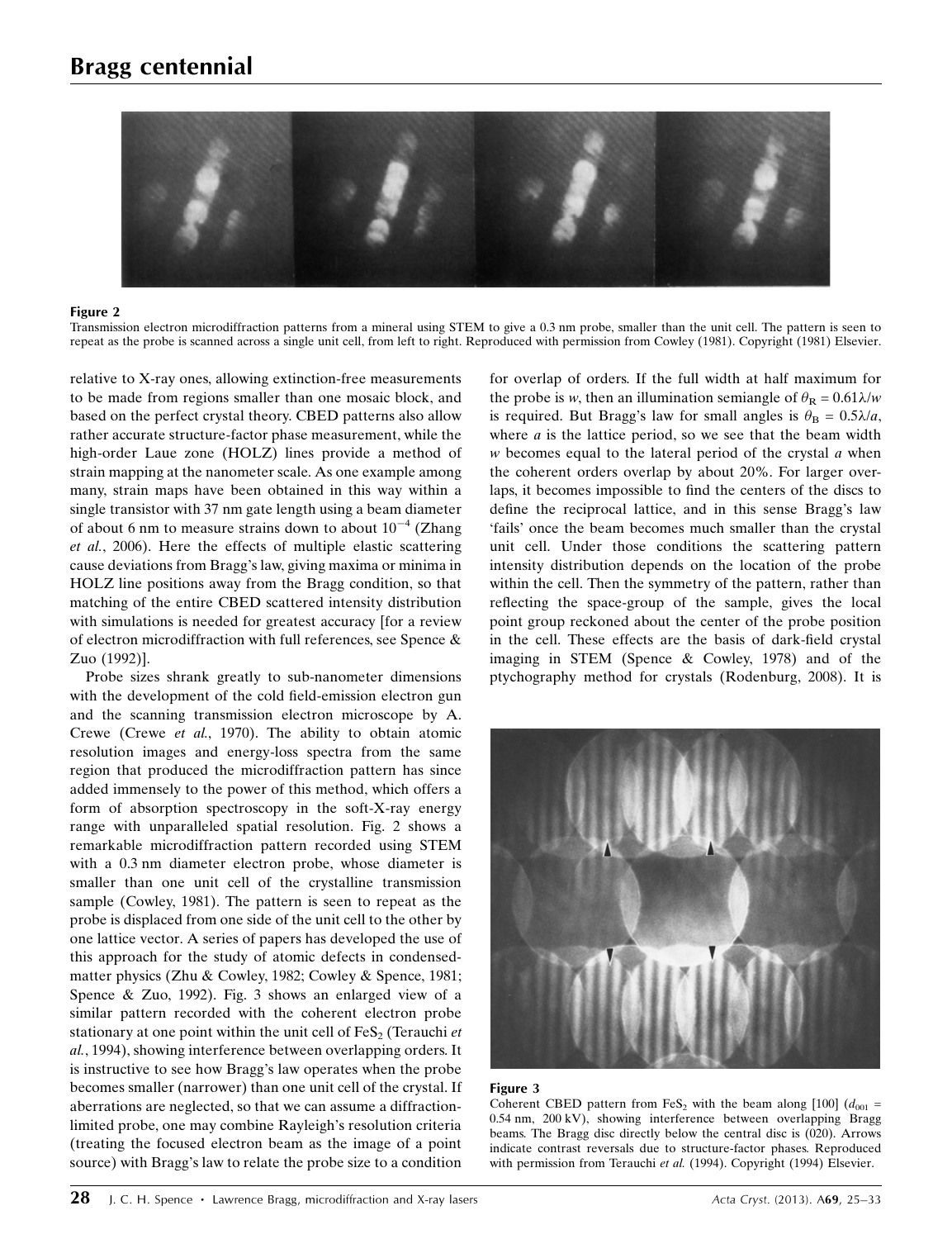Figure 2

Transmission electron microdiffraction patterns from a mineral using STEM to give a 0.3 nm probe, smaller than the unit cell. The pattern is seen to repeat as the probe is scanned across a single unit cell, from left to right. Reproduced with permission from Cowley (1981). Copyright (1981) Elsevier.

relative to X-ray ones, allowing extinction-free measurements to be made from regions smaller than one mosaic block, and based on the perfect crystal theory. CBED patterns also allow rather accurate structure-factor phase measurement, while the high-order Laue zone (HOLZ) lines provide a method of strain mapping at the nanometer scale. As one example among many, strain maps have been obtained in this way within a single transistor with 37 nm gate length using a beam diameter of about 6 nm to measure strains down to about $10^{-4}$ (Zhang *et al.*, 2006). Here the effects of multiple elastic scattering cause deviations from Bragg's law, giving maxima or minima in HOLZ line positions away from the Bragg condition, so that matching of the entire CBED scattered intensity distribution with simulations is needed for greatest accuracy [for a review of electron microdiffraction with full references, see Spence & Zuo (1992)].

Probe sizes shrank greatly to sub-nanometer dimensions with the development of the cold field-emission electron gun and the scanning transmission electron microscope by A. Crewe (Crewe *et al.*, 1970). The ability to obtain atomic resolution images and energy-loss spectra from the same region that produced the microdiffraction pattern has since added immensely to the power of this method, which offers a form of absorption spectroscopy in the soft-X-ray energy range with unparalleled spatial resolution. Fig. 2 shows a remarkable microdiffraction pattern recorded using STEM with a 0.3 nm diameter electron probe, whose diameter is smaller than one unit cell of the crystalline transmission sample (Cowley, 1981). The pattern is seen to repeat as the probe is displaced from one side of the unit cell to the other by one lattice vector. A series of papers has developed the use of this approach for the study of atomic defects in condensed-matter physics (Zhu & Cowley, 1982; Cowley & Spence, 1981; Spence & Zuo, 1992). Fig. 3 shows an enlarged view of a similar pattern recorded with the coherent electron probe stationary at one point within the unit cell of $FeS_2$ (Terauchi *et al.*, 1994), showing interference between overlapping orders. It is instructive to see how Bragg's law operates when the probe becomes smaller (narrower) than one unit cell of the crystal. If aberrations are neglected, so that we can assume a diffraction-limited probe, one may combine Rayleigh's resolution criteria (treating the focused electron beam as the image of a point source) with Bragg's law to relate the probe size to a condition for overlap of orders. If the full width at half maximum for the probe is $w$, then an illumination semiangle of $\theta_R = 0.61\lambda/w$ is required. But Bragg's law for small angles is $\theta_B = 0.5\lambda/a$, where $a$ is the lattice period, so we see that the beam width $w$ becomes equal to the lateral period of the crystal $a$ when the coherent orders overlap by about 20%. For larger overlaps, it becomes impossible to find the centers of the discs to define the reciprocal lattice, and in this sense Bragg's law 'fails' once the beam becomes much smaller than the crystal unit cell. Under those conditions the scattering pattern intensity distribution depends on the location of the probe within the cell. Then the symmetry of the pattern, rather than reflecting the space-group of the sample, gives the local point group reckoned about the center of the probe position in the cell. These effects are the basis of dark-field crystal imaging in STEM (Spence & Cowley, 1978) and of the ptychography method for crystals (Rodenburg, 2008). It is

Figure 3

Coherent CBED pattern from $FeS_2$ with the beam along [100] ($d_{001}$ = 0.54 nm, 200 kV), showing interference between overlapping Bragg beams. The Bragg disc directly below the central disc is (020). Arrows indicate contrast reversals due to structure-factor phases. Reproduced with permission from Terauchi *et al.* (1994). Copyright (1994) Elsevier.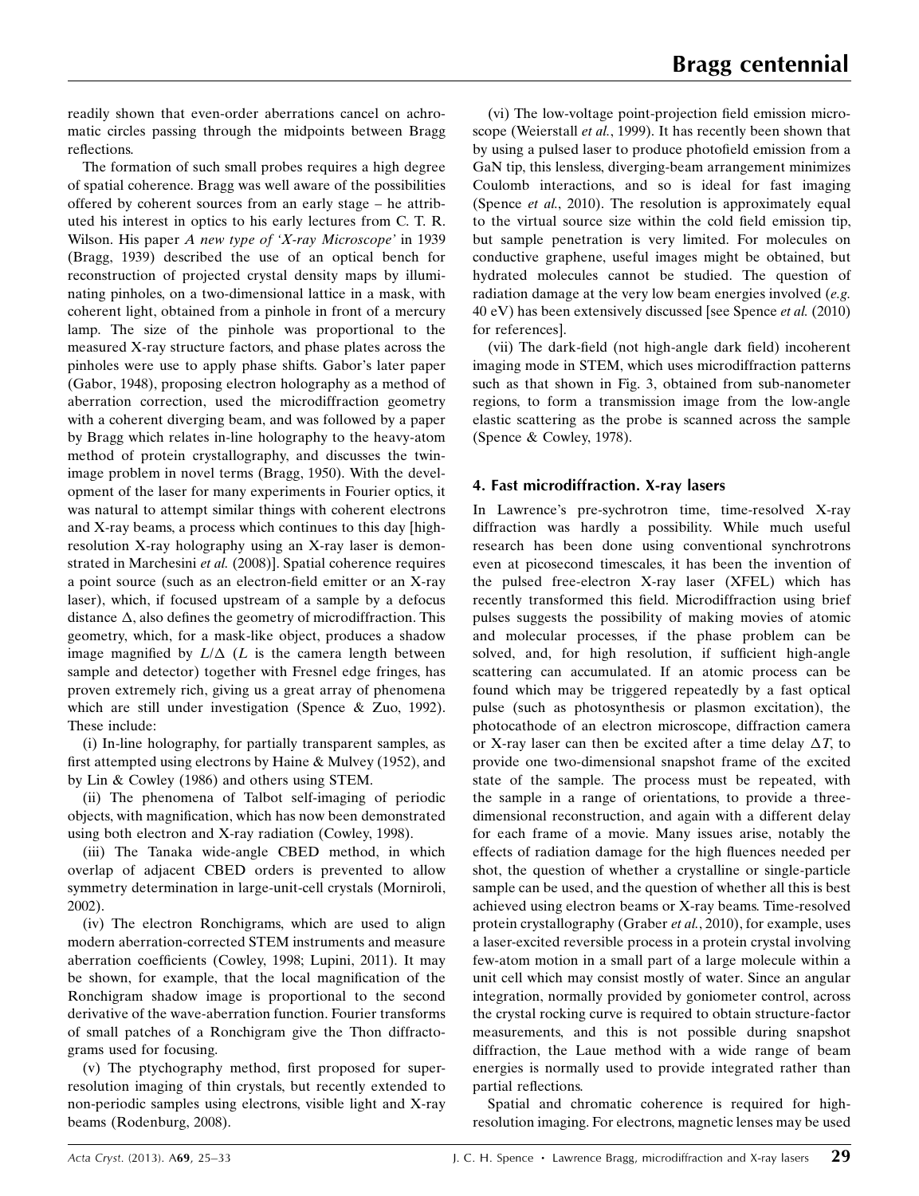readily shown that even-order aberrations cancel on achromatic circles passing through the midpoints between Bragg reflections.

The formation of such small probes requires a high degree of spatial coherence. Bragg was well aware of the possibilities offered by coherent sources from an early stage – he attributed his interest in optics to his early lectures from C. T. R. Wilson. His paper *A new type of 'X-ray Microscope'* in 1939 (Bragg, 1939) described the use of an optical bench for reconstruction of projected crystal density maps by illuminating pinholes, on a two-dimensional lattice in a mask, with coherent light, obtained from a pinhole in front of a mercury lamp. The size of the pinhole was proportional to the measured X-ray structure factors, and phase plates across the pinholes were use to apply phase shifts. Gabor's later paper (Gabor, 1948), proposing electron holography as a method of aberration correction, used the microdiffraction geometry with a coherent diverging beam, and was followed by a paper by Bragg which relates in-line holography to the heavy-atom method of protein crystallography, and discusses the twin-image problem in novel terms (Bragg, 1950). With the development of the laser for many experiments in Fourier optics, it was natural to attempt similar things with coherent electrons and X-ray beams, a process which continues to this day [high-resolution X-ray holography using an X-ray laser is demonstrated in Marchesini *et al.* (2008)]. Spatial coherence requires a point source (such as an electron-field emitter or an X-ray laser), which, if focused upstream of a sample by a defocus distance $\Delta$, also defines the geometry of microdiffraction. This geometry, which, for a mask-like object, produces a shadow image magnified by $L/\Delta$ ($L$ is the camera length between sample and detector) together with Fresnel edge fringes, has proven extremely rich, giving us a great array of phenomena which are still under investigation (Spence & Zuo, 1992). These include:

(i) In-line holography, for partially transparent samples, as first attempted using electrons by Haine & Mulvey (1952), and by Lin & Cowley (1986) and others using STEM.

(ii) The phenomena of Talbot self-imaging of periodic objects, with magnification, which has now been demonstrated using both electron and X-ray radiation (Cowley, 1998).

(iii) The Tanaka wide-angle CBED method, in which overlap of adjacent CBED orders is prevented to allow symmetry determination in large-unit-cell crystals (Morniroli, 2002).

(iv) The electron Ronchigrams, which are used to align modern aberration-corrected STEM instruments and measure aberration coefficients (Cowley, 1998; Lupini, 2011). It may be shown, for example, that the local magnification of the Ronchigram shadow image is proportional to the second derivative of the wave-aberration function. Fourier transforms of small patches of a Ronchigram give the Thon diffractograms used for focusing.

(v) The ptychography method, first proposed for super-resolution imaging of thin crystals, but recently extended to non-periodic samples using electrons, visible light and X-ray beams (Rodenburg, 2008).

(vi) The low-voltage point-projection field emission microscope (Weierstall *et al.*, 1999). It has recently been shown that by using a pulsed laser to produce photofield emission from a GaN tip, this lensless, diverging-beam arrangement minimizes Coulomb interactions, and so is ideal for fast imaging (Spence *et al.*, 2010). The resolution is approximately equal to the virtual source size within the cold field emission tip, but sample penetration is very limited. For molecules on conductive graphene, useful images might be obtained, but hydrated molecules cannot be studied. The question of radiation damage at the very low beam energies involved (*e.g.* 40 eV) has been extensively discussed [see Spence *et al.* (2010) for references].

(vii) The dark-field (not high-angle dark field) incoherent imaging mode in STEM, which uses microdiffraction patterns such as that shown in Fig. 3, obtained from sub-nanometer regions, to form a transmission image from the low-angle elastic scattering as the probe is scanned across the sample (Spence & Cowley, 1978).

## 4. Fast microdiffraction. X-ray lasers

In Lawrence's pre-sychrotron time, time-resolved X-ray diffraction was hardly a possibility. While much useful research has been done using conventional synchrotrons even at picosecond timescales, it has been the invention of the pulsed free-electron X-ray laser (XFEL) which has recently transformed this field. Microdiffraction using brief pulses suggests the possibility of making movies of atomic and molecular processes, if the phase problem can be solved, and, for high resolution, if sufficient high-angle scattering can accumulated. If an atomic process can be found which may be triggered repeatedly by a fast optical pulse (such as photosynthesis or plasmon excitation), the photocathode of an electron microscope, diffraction camera or X-ray laser can then be excited after a time delay $\Delta T$, to provide one two-dimensional snapshot frame of the excited state of the sample. The process must be repeated, with the sample in a range of orientations, to provide a three-dimensional reconstruction, and again with a different delay for each frame of a movie. Many issues arise, notably the effects of radiation damage for the high fluences needed per shot, the question of whether a crystalline or single-particle sample can be used, and the question of whether all this is best achieved using electron beams or X-ray beams. Time-resolved protein crystallography (Graber *et al.*, 2010), for example, uses a laser-excited reversible process in a protein crystal involving few-atom motion in a small part of a large molecule within a unit cell which may consist mostly of water. Since an angular integration, normally provided by goniometer control, across the crystal rocking curve is required to obtain structure-factor measurements, and this is not possible during snapshot diffraction, the Laue method with a wide range of beam energies is normally used to provide integrated rather than partial reflections.

Spatial and chromatic coherence is required for high-resolution imaging. For electrons, magnetic lenses may be used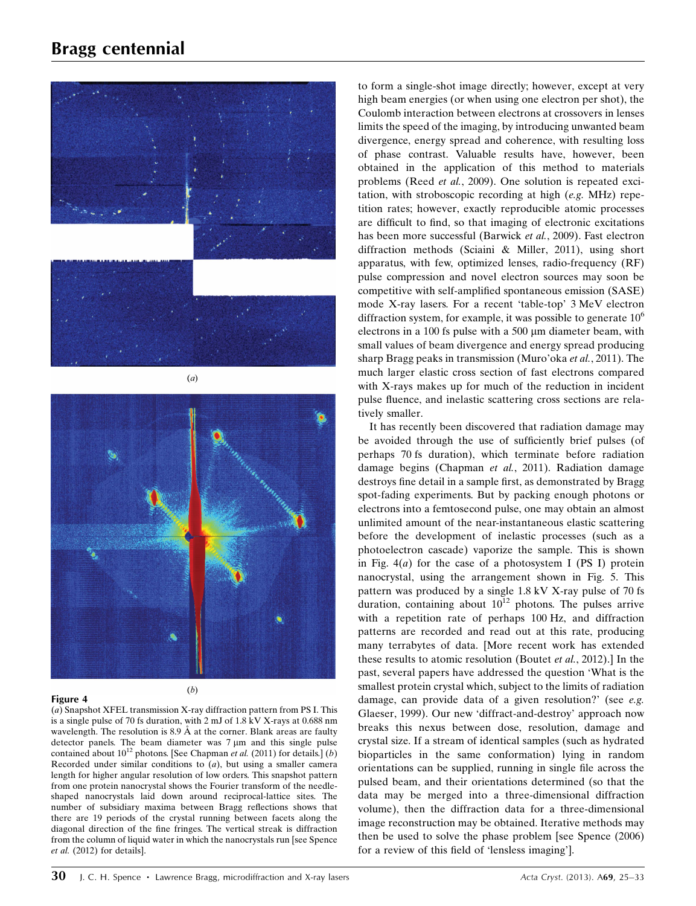Figure 4

(*a*) Snapshot XFEL transmission X-ray diffraction pattern from PS I. This is a single pulse of 70 fs duration, with 2 mJ of 1.8 kV X-rays at 0.688 nm wavelength. The resolution is 8.9 Å at the corner. Blank areas are faulty detector panels. The beam diameter was 7 µm and this single pulse contained about $10^{12}$ photons. [See Chapman *et al.* (2011) for details.] (*b*) Recorded under similar conditions to (*a*), but using a smaller camera length for higher angular resolution of low orders. This snapshot pattern from one protein nanocrystal shows the Fourier transform of the needle-shaped nanocrystals laid down around reciprocal-lattice sites. The number of subsidiary maxima between Bragg reflections shows that there are 19 periods of the crystal running between facets along the diagonal direction of the fine fringes. The vertical streak is diffraction from the column of liquid water in which the nanocrystals run [see Spence *et al.* (2012) for details].

to form a single-shot image directly; however, except at very high beam energies (or when using one electron per shot), the Coulomb interaction between electrons at crossovers in lenses limits the speed of the imaging, by introducing unwanted beam divergence, energy spread and coherence, with resulting loss of phase contrast. Valuable results have, however, been obtained in the application of this method to materials problems (Reed *et al.*, 2009). One solution is repeated excitation, with stroboscopic recording at high (*e.g.* MHz) repetition rates; however, exactly reproducible atomic processes are difficult to find, so that imaging of electronic excitations has been more successful (Barwick *et al.*, 2009). Fast electron diffraction methods (Sciaini & Miller, 2011), using short apparatus, with few, optimized lenses, radio-frequency (RF) pulse compression and novel electron sources may soon be competitive with self-amplified spontaneous emission (SASE) mode X-ray lasers. For a recent 'table-top' 3 MeV electron diffraction system, for example, it was possible to generate $10^6$ electrons in a 100 fs pulse with a 500 µm diameter beam, with small values of beam divergence and energy spread producing sharp Bragg peaks in transmission (Muro'oka *et al.*, 2011). The much larger elastic cross section of fast electrons compared with X-rays makes up for much of the reduction in incident pulse fluence, and inelastic scattering cross sections are relatively smaller.

It has recently been discovered that radiation damage may be avoided through the use of sufficiently brief pulses (of perhaps 70 fs duration), which terminate before radiation damage begins (Chapman *et al.*, 2011). Radiation damage destroys fine detail in a sample first, as demonstrated by Bragg spot-fading experiments. But by packing enough photons or electrons into a femtosecond pulse, one may obtain an almost unlimited amount of the near-instantaneous elastic scattering before the development of inelastic processes (such as a photoelectron cascade) vaporize the sample. This is shown in Fig. 4(*a*) for the case of a photosystem I (PS I) protein nanocrystal, using the arrangement shown in Fig. 5. This pattern was produced by a single 1.8 kV X-ray pulse of 70 fs duration, containing about $10^{12}$ photons. The pulses arrive with a repetition rate of perhaps 100 Hz, and diffraction patterns are recorded and read out at this rate, producing many terabytes of data. [More recent work has extended these results to atomic resolution (Boutet *et al.*, 2012).] In the past, several papers have addressed the question 'What is the smallest protein crystal which, subject to the limits of radiation damage, can provide data of a given resolution?' (see *e.g.* Glaeser, 1999). Our new 'diffract-and-destroy' approach now breaks this nexus between dose, resolution, damage and crystal size. If a stream of identical samples (such as hydrated bioparticles in the same conformation) lying in random orientations can be supplied, running in single file across the pulsed beam, and their orientations determined (so that the data may be merged into a three-dimensional diffraction volume), then the diffraction data for a three-dimensional image reconstruction may be obtained. Iterative methods may then be used to solve the phase problem [see Spence (2006) for a review of this field of 'lensless imaging'].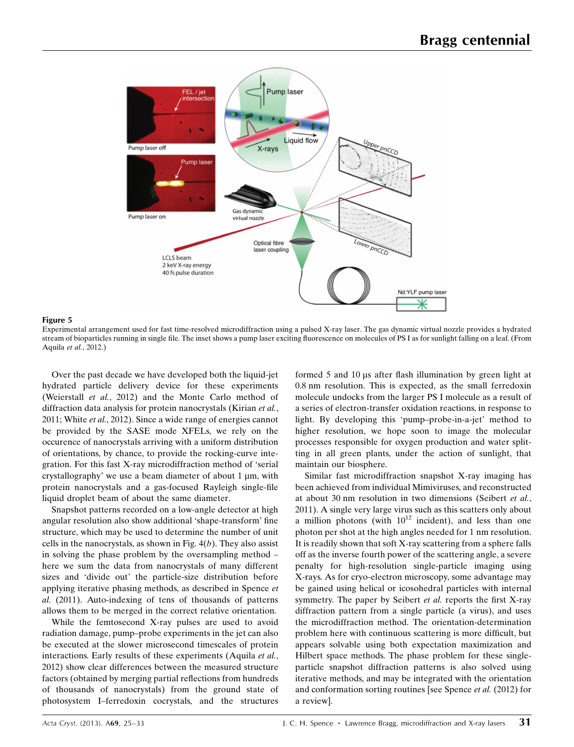**Figure 5**
Experimental arrangement used for fast time-resolved microdiffraction using a pulsed X-ray laser. The gas dynamic virtual nozzle provides a hydrated stream of bioparticles running in single file. The inset shows a pump laser exciting fluorescence on molecules of PS I as for sunlight falling on a leaf. (From Aquila *et al.*, 2012.)

Over the past decade we have developed both the liquid-jet hydrated particle delivery device for these experiments (Weierstall *et al.*, 2012) and the Monte Carlo method of diffraction data analysis for protein nanocrystals (Kirian *et al.*, 2011; White *et al.*, 2012). Since a wide range of energies cannot be provided by the SASE mode XFELs, we rely on the occurence of nanocrystals arriving with a uniform distribution of orientations, by chance, to provide the rocking-curve integration. For this fast X-ray microdiffraction method of 'serial crystallography' we use a beam diameter of about 1 µm, with protein nanocrystals and a gas-focused Rayleigh single-file liquid droplet beam of about the same diameter.

Snapshot patterns recorded on a low-angle detector at high angular resolution also show additional 'shape-transform' fine structure, which may be used to determine the number of unit cells in the nanocrystals, as shown in Fig. 4(*b*). They also assist in solving the phase problem by the oversampling method – here we sum the data from nanocrystals of many different sizes and 'divide out' the particle-size distribution before applying iterative phasing methods, as described in Spence *et al.* (2011). Auto-indexing of tens of thousands of patterns allows them to be merged in the correct relative orientation.

While the femtosecond X-ray pulses are used to avoid radiation damage, pump–probe experiments in the jet can also be executed at the slower microsecond timescales of protein interactions. Early results of these experiments (Aquila *et al.*, 2012) show clear differences between the measured structure factors (obtained by merging partial reflections from hundreds of thousands of nanocrystals) from the ground state of photosystem I–ferredoxin cocrystals, and the structures formed 5 and 10 µs after flash illumination by green light at 0.8 nm resolution. This is expected, as the small ferredoxin molecule undocks from the larger PS I molecule as a result of a series of electron-transfer oxidation reactions, in response to light. By developing this 'pump–probe-in-a-jet' method to higher resolution, we hope soon to image the molecular processes responsible for oxygen production and water splitting in all green plants, under the action of sunlight, that maintain our biosphere.

Similar fast microdiffraction snapshot X-ray imaging has been achieved from individual Mimiviruses, and reconstructed at about 30 nm resolution in two dimensions (Seibert *et al.*, 2011). A single very large virus such as this scatters only about a million photons (with $10^{12}$ incident), and less than one photon per shot at the high angles needed for 1 nm resolution. It is readily shown that soft X-ray scattering from a sphere falls off as the inverse fourth power of the scattering angle, a severe penalty for high-resolution single-particle imaging using X-rays. As for cryo-electron microscopy, some advantage may be gained using helical or icosohedral particles with internal symmetry. The paper by Seibert *et al.* reports the first X-ray diffraction pattern from a single particle (a virus), and uses the microdiffraction method. The orientation-determination problem here with continuous scattering is more difficult, but appears solvable using both expectation maximization and Hilbert space methods. The phase problem for these single-particle snapshot diffraction patterns is also solved using iterative methods, and may be integrated with the orientation and conformation sorting routines [see Spence *et al.* (2012) for a review].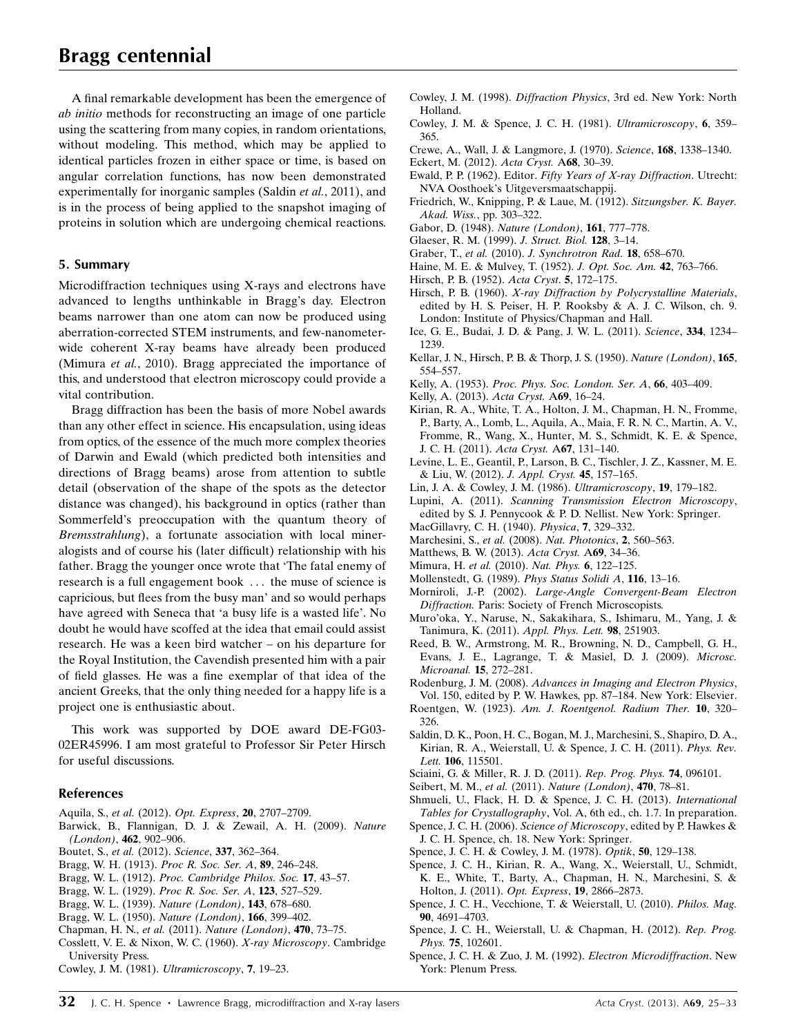A final remarkable development has been the emergence of *ab initio* methods for reconstructing an image of one particle using the scattering from many copies, in random orientations, without modeling. This method, which may be applied to identical particles frozen in either space or time, is based on angular correlation functions, has now been demonstrated experimentally for inorganic samples (Saldin *et al.*, 2011), and is in the process of being applied to the snapshot imaging of proteins in solution which are undergoing chemical reactions.

## 5. Summary

Microdiffraction techniques using X-rays and electrons have advanced to lengths unthinkable in Bragg's day. Electron beams narrower than one atom can now be produced using aberration-corrected STEM instruments, and few-nanometer-wide coherent X-ray beams have already been produced (Mimura *et al.*, 2010). Bragg appreciated the importance of this, and understood that electron microscopy could provide a vital contribution.

Bragg diffraction has been the basis of more Nobel awards than any other effect in science. His encapsulation, using ideas from optics, of the essence of the much more complex theories of Darwin and Ewald (which predicted both intensities and directions of Bragg beams) arose from attention to subtle detail (observation of the shape of the spots as the detector distance was changed), his background in optics (rather than Sommerfeld's preoccupation with the quantum theory of *Bremsstrahlung*), a fortunate association with local mineralogists and of course his (later difficult) relationship with his father. Bragg the younger once wrote that 'The fatal enemy of research is a full engagement book ... the muse of science is capricious, but flees from the busy man' and so would perhaps have agreed with Seneca that 'a busy life is a wasted life'. No doubt he would have scoffed at the idea that email could assist research. He was a keen bird watcher – on his departure for the Royal Institution, the Cavendish presented him with a pair of field glasses. He was a fine exemplar of that idea of the ancient Greeks, that the only thing needed for a happy life is a project one is enthusiastic about.

This work was supported by DOE award DE-FG03-02ER45996. I am most grateful to Professor Sir Peter Hirsch for useful discussions.

## References

Aquila, S., *et al.* (2012). *Opt. Express*, **20**, 2707–2709.
Barwick, B., Flannigan, D. J. & Zewail, A. H. (2009). *Nature (London)*, **462**, 902–906.
Boutet, S., *et al.* (2012). *Science*, **337**, 362–364.
Bragg, W. H. (1913). *Proc R. Soc. Ser. A*, **89**, 246–248.
Bragg, W. L. (1912). *Proc. Cambridge Philos. Soc.* **17**, 43–57.
Bragg, W. L. (1929). *Proc R. Soc. Ser. A*, **123**, 527–529.
Bragg, W. L. (1939). *Nature (London)*, **143**, 678–680.
Bragg, W. L. (1950). *Nature (London)*, **166**, 399–402.
Chapman, H. N., *et al.* (2011). *Nature (London)*, **470**, 73–75.
Cosslett, V. E. & Nixon, W. C. (1960). *X-ray Microscopy*. Cambridge University Press.
Cowley, J. M. (1981). *Ultramicroscopy*, **7**, 19–23.
Cowley, J. M. (1998). *Diffraction Physics*, 3rd ed. New York: North Holland.
Cowley, J. M. & Spence, J. C. H. (1981). *Ultramicroscopy*, **6**, 359–365.
Crewe, A., Wall, J. & Langmore, J. (1970). *Science*, **168**, 1338–1340.
Eckert, M. (2012). *Acta Cryst.* A**68**, 30–39.
Ewald, P. P. (1962). Editor. *Fifty Years of X-ray Diffraction*. Utrecht: NVA Oosthoek's Uitgeversmaatschappij.
Friedrich, W., Knipping, P. & Laue, M. (1912). *Sitzungsber. K. Bayer. Akad. Wiss.*, pp. 303–322.
Gabor, D. (1948). *Nature (London)*, **161**, 777–778.
Glaeser, R. M. (1999). *J. Struct. Biol.* **128**, 3–14.
Graber, T., *et al.* (2010). *J. Synchrotron Rad.* **18**, 658–670.
Haine, M. E. & Mulvey, T. (1952). *J. Opt. Soc. Am.* **42**, 763–766.
Hirsch, P. B. (1952). *Acta Cryst.* **5**, 172–175.
Hirsch, P. B. (1960). *X-ray Diffraction by Polycrystalline Materials*, edited by H. S. Peiser, H. P. Rooksby & A. J. C. Wilson, ch. 9. London: Institute of Physics/Chapman and Hall.
Ice, G. E., Budai, J. D. & Pang, J. W. L. (2011). *Science*, **334**, 1234–1239.
Kellar, J. N., Hirsch, P. B. & Thorp, J. S. (1950). *Nature (London)*, **165**, 554–557.
Kelly, A. (1953). *Proc. Phys. Soc. London. Ser. A*, **66**, 403–409.
Kelly, A. (2013). *Acta Cryst.* A**69**, 16–24.
Kirian, R. A., White, T. A., Holton, J. M., Chapman, H. N., Fromme, P., Barty, A., Lomb, L., Aquila, A., Maia, F. R. N. C., Martin, A. V., Fromme, R., Wang, X., Hunter, M. S., Schmidt, K. E. & Spence, J. C. H. (2011). *Acta Cryst.* A**67**, 131–140.
Levine, L. E., Geantil, P., Larson, B. C., Tischler, J. Z., Kassner, M. E. & Liu, W. (2012). *J. Appl. Cryst.* **45**, 157–165.
Lin, J. A. & Cowley, J. M. (1986). *Ultramicroscopy*, **19**, 179–182.
Lupini, A. (2011). *Scanning Transmission Electron Microscopy*, edited by S. J. Pennycook & P. D. Nellist. New York: Springer.
MacGillavry, C. H. (1940). *Physica*, **7**, 329–332.
Marchesini, S., *et al.* (2008). *Nat. Photonics*, **2**, 560–563.
Matthews, B. W. (2013). *Acta Cryst.* A**69**, 34–36.
Mimura, H. *et al.* (2010). *Nat. Phys.* **6**, 122–125.
Mollenstedt, G. (1989). *Phys Status Solidi A*, **116**, 13–16.
Morniroli, J.-P. (2002). *Large-Angle Convergent-Beam Electron Diffraction.* Paris: Society of French Microscopists.
Muro'oka, Y., Naruse, N., Sakakihara, S., Ishimaru, M., Yang, J. & Tanimura, K. (2011). *Appl. Phys. Lett.* **98**, 251903.
Reed, B. W., Armstrong, M. R., Browning, N. D., Campbell, G. H., Evans, J. E., Lagrange, T. & Masiel, D. J. (2009). *Microsc. Microanal.* **15**, 272–281.
Rodenburg, J. M. (2008). *Advances in Imaging and Electron Physics*, Vol. 150, edited by P. W. Hawkes, pp. 87–184. New York: Elsevier.
Roentgen, W. (1923). *Am. J. Roentgenol. Radium Ther.* **10**, 320–326.
Saldin, D. K., Poon, H. C., Bogan, M. J., Marchesini, S., Shapiro, D. A., Kirian, R. A., Weierstall, U. & Spence, J. C. H. (2011). *Phys. Rev. Lett.* **106**, 115501.
Sciaini, G. & Miller, R. J. D. (2011). *Rep. Prog. Phys.* **74**, 096101.
Seibert, M. M., *et al.* (2011). *Nature (London)*, **470**, 78–81.
Shmueli, U., Flack, H. D. & Spence, J. C. H. (2013). *International Tables for Crystallography*, Vol. A, 6th ed., ch. 1.7. In preparation.
Spence, J. C. H. (2006). *Science of Microscopy*, edited by P. Hawkes & J. C. H. Spence, ch. 18. New York: Springer.
Spence, J. C. H. & Cowley, J. M. (1978). *Optik*, **50**, 129–138.
Spence, J. C. H., Kirian, R. A., Wang, X., Weierstall, U., Schmidt, K. E., White, T., Barty, A., Chapman, H. N., Marchesini, S. & Holton, J. (2011). *Opt. Express*, **19**, 2866–2873.
Spence, J. C. H., Vecchione, T. & Weierstall, U. (2010). *Philos. Mag.* **90**, 4691–4703.
Spence, J. C. H., Weierstall, U. & Chapman, H. (2012). *Rep. Prog. Phys.* **75**, 102601.
Spence, J. C. H. & Zuo, J. M. (1992). *Electron Microdiffraction*. New York: Plenum Press.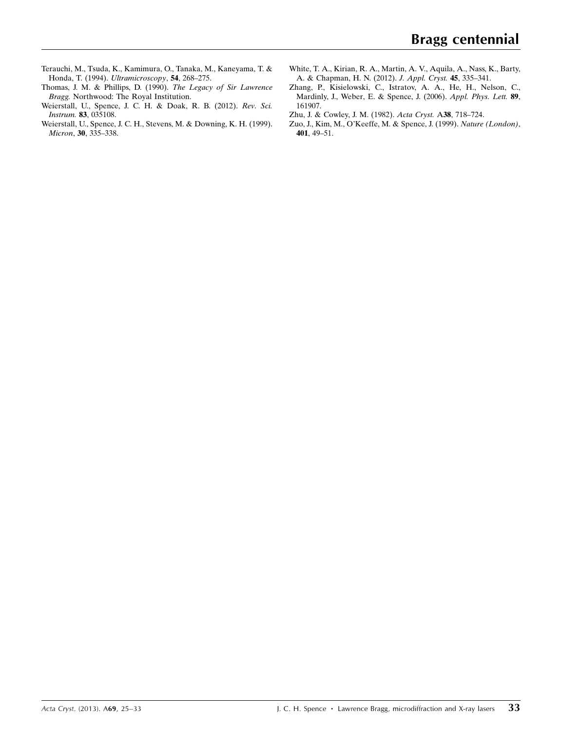Terauchi, M., Tsuda, K., Kamimura, O., Tanaka, M., Kaneyama, T. & Honda, T. (1994). *Ultramicroscopy*, **54**, 268–275.

Thomas, J. M. & Phillips, D. (1990). *The Legacy of Sir Lawrence Bragg*. Northwood: The Royal Institution.

Weierstall, U., Spence, J. C. H. & Doak, R. B. (2012). *Rev. Sci. Instrum.* **83**, 035108.

Weierstall, U., Spence, J. C. H., Stevens, M. & Downing, K. H. (1999). *Micron*, **30**, 335–338.

White, T. A., Kirian, R. A., Martin, A. V., Aquila, A., Nass, K., Barty, A. & Chapman, H. N. (2012). *J. Appl. Cryst.* **45**, 335–341.

Zhang, P., Kisielowski, C., Istratov, A. A., He, H., Nelson, C., Mardinly, J., Weber, E. & Spence, J. (2006). *Appl. Phys. Lett.* **89**, 161907.

Zhu, J. & Cowley, J. M. (1982). *Acta Cryst.* A**38**, 718–724.

Zuo, J., Kim, M., O'Keeffe, M. & Spence, J. (1999). *Nature (London)*, **401**, 49–51.